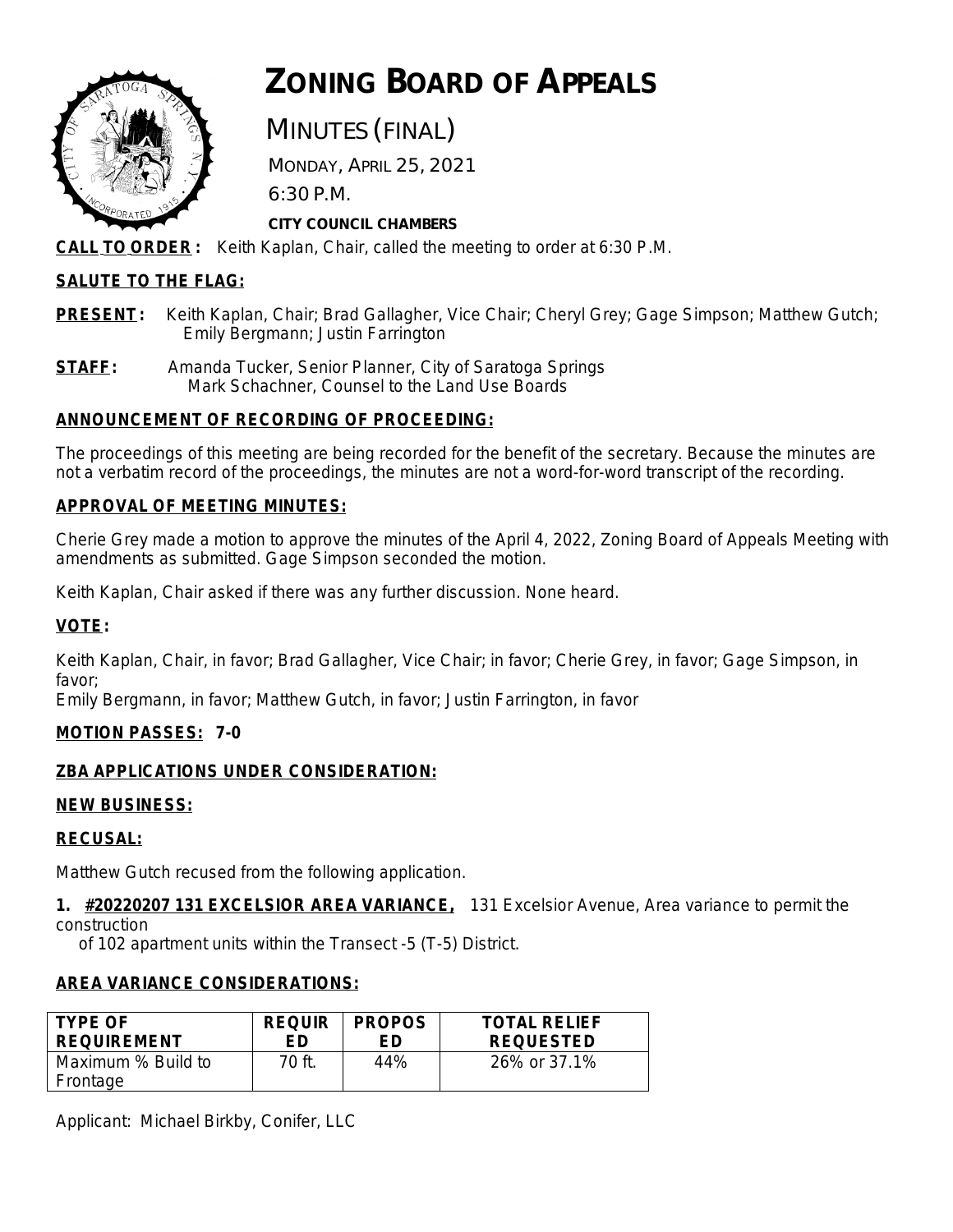# ZONING BOARD OF APPEALS

MINUTES (FINAL)

MONDAY, APRIL 25, 2021

6:30 P.M.

**CITY COUNCIL CHAMBERS**

**CALL TO ORDER:** Keith Kaplan, Chair, called the meeting to order at 6:30 P.M.

**SALUTE TO THE FLAG:**

**PRESENT:** Keith Kaplan, Chair; Brad Gallagher, Vice Chair; Cheryl Grey; Gage Simpson; Matthew Gutch; Emily Bergmann; Justin Farrington

**STAFF:** Amanda Tucker, Senior Planner, City of Saratoga Springs
Mark Schachner, Counsel to the Land Use Boards

**ANNOUNCEMENT OF RECORDING OF PROCEEDING:**

The proceedings of this meeting are being recorded for the benefit of the secretary. Because the minutes are not a verbatim record of the proceedings, the minutes are not a word-for-word transcript of the recording.

**APPROVAL OF MEETING MINUTES:**

Cherie Grey made a motion to approve the minutes of the April 4, 2022, Zoning Board of Appeals Meeting with amendments as submitted. Gage Simpson seconded the motion.

Keith Kaplan, Chair asked if there was any further discussion. None heard.

**VOTE:**

Keith Kaplan, Chair, in favor; Brad Gallagher, Vice Chair; in favor; Cherie Grey, in favor; Gage Simpson, in favor;
Emily Bergmann, in favor; Matthew Gutch, in favor; Justin Farrington, in favor

**MOTION PASSES: 7-0**

**ZBA APPLICATIONS UNDER CONSIDERATION:**

**NEW BUSINESS:**

**RECUSAL:**

Matthew Gutch recused from the following application.

1. **#20220207 131 EXCELSIOR AREA VARIANCE,** 131 Excelsior Avenue, Area variance to permit the construction of 102 apartment units within the Transect -5 (T-5) District.

**AREA VARIANCE CONSIDERATIONS:**

| TYPE OF REQUIREMENT | REQUIRED | PROPOSED | TOTAL RELIEF REQUESTED |
|---|---|---|---|
| Maximum % Build to Frontage | 70 ft. | 44% | 26% or 37.1% |

Applicant: Michael Birkby, Conifer, LLC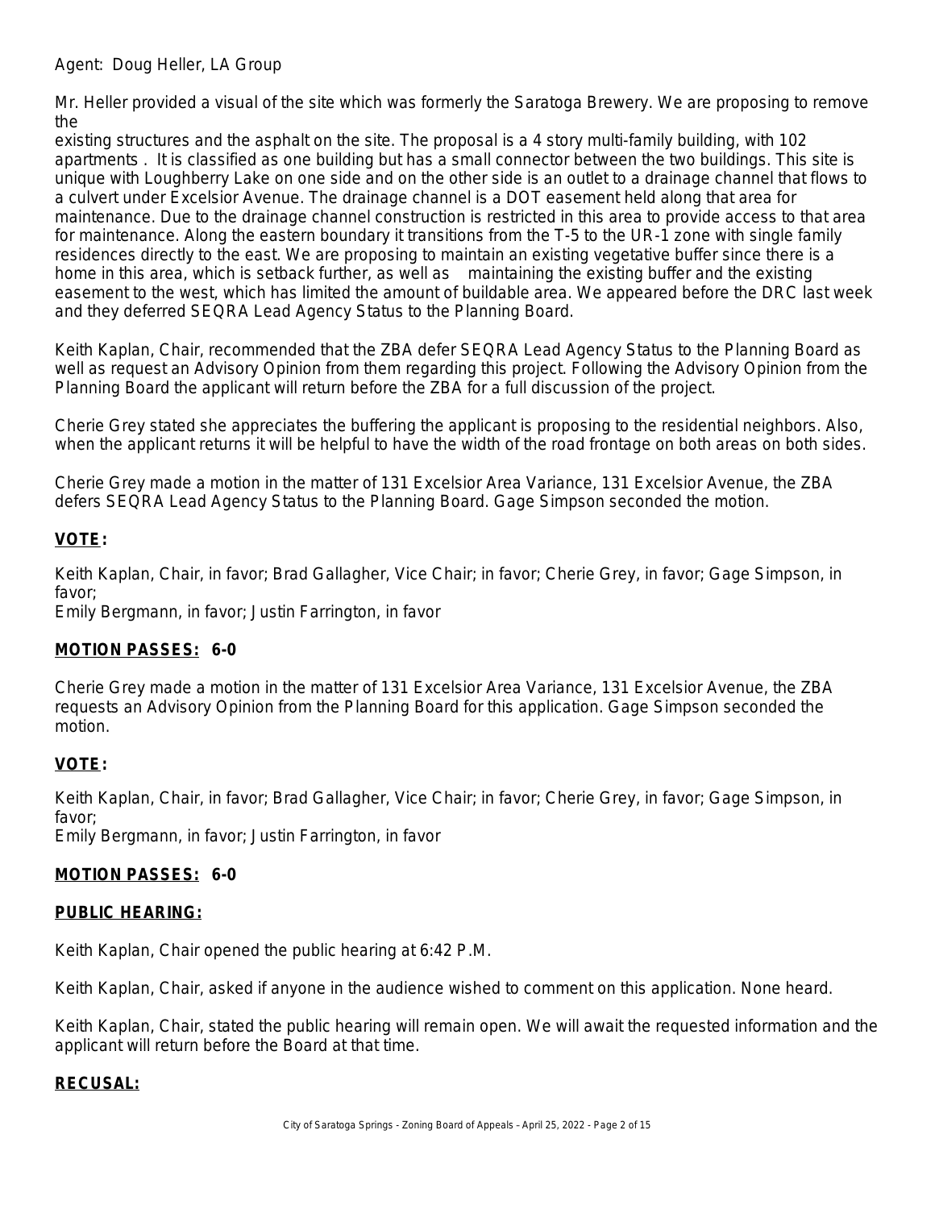Agent: Doug Heller, LA Group

Mr. Heller provided a visual of the site which was formerly the Saratoga Brewery. We are proposing to remove the existing structures and the asphalt on the site. The proposal is a 4 story multi-family building, with 102 apartments . It is classified as one building but has a small connector between the two buildings. This site is unique with Loughberry Lake on one side and on the other side is an outlet to a drainage channel that flows to a culvert under Excelsior Avenue. The drainage channel is a DOT easement held along that area for maintenance. Due to the drainage channel construction is restricted in this area to provide access to that area for maintenance. Along the eastern boundary it transitions from the T-5 to the UR-1 zone with single family residences directly to the east. We are proposing to maintain an existing vegetative buffer since there is a home in this area, which is setback further, as well as maintaining the existing buffer and the existing easement to the west, which has limited the amount of buildable area. We appeared before the DRC last week and they deferred SEQRA Lead Agency Status to the Planning Board.

Keith Kaplan, Chair, recommended that the ZBA defer SEQRA Lead Agency Status to the Planning Board as well as request an Advisory Opinion from them regarding this project. Following the Advisory Opinion from the Planning Board the applicant will return before the ZBA for a full discussion of the project.

Cherie Grey stated she appreciates the buffering the applicant is proposing to the residential neighbors. Also, when the applicant returns it will be helpful to have the width of the road frontage on both areas on both sides.

Cherie Grey made a motion in the matter of 131 Excelsior Area Variance, 131 Excelsior Avenue, the ZBA defers SEQRA Lead Agency Status to the Planning Board. Gage Simpson seconded the motion.

**VOTE:**

Keith Kaplan, Chair, in favor; Brad Gallagher, Vice Chair; in favor; Cherie Grey, in favor; Gage Simpson, in favor;
Emily Bergmann, in favor; Justin Farrington, in favor

**MOTION PASSES: 6-0**

Cherie Grey made a motion in the matter of 131 Excelsior Area Variance, 131 Excelsior Avenue, the ZBA requests an Advisory Opinion from the Planning Board for this application. Gage Simpson seconded the motion.

**VOTE:**

Keith Kaplan, Chair, in favor; Brad Gallagher, Vice Chair; in favor; Cherie Grey, in favor; Gage Simpson, in favor;
Emily Bergmann, in favor; Justin Farrington, in favor

**MOTION PASSES: 6-0**

**PUBLIC HEARING:**

Keith Kaplan, Chair opened the public hearing at 6:42 P.M.

Keith Kaplan, Chair, asked if anyone in the audience wished to comment on this application. None heard.

Keith Kaplan, Chair, stated the public hearing will remain open. We will await the requested information and the applicant will return before the Board at that time.

**RECUSAL:**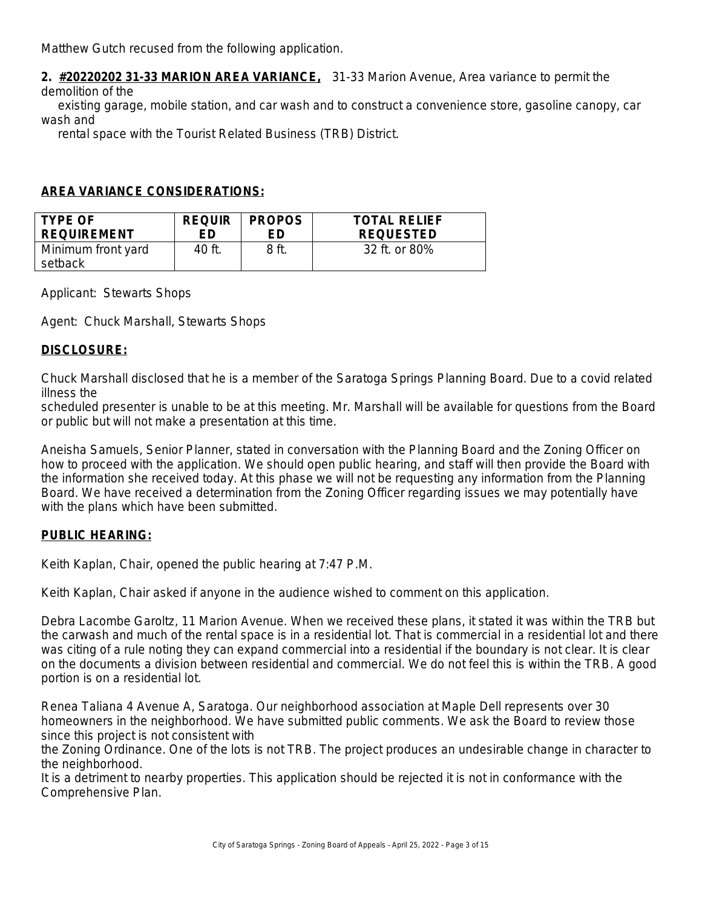Matthew Gutch recused from the following application.

**2. <u>#20220202 31-33 MARION AREA VARIANCE,</u>** 31-33 Marion Avenue, Area variance to permit the demolition of the existing garage, mobile station, and car wash and to construct a convenience store, gasoline canopy, car wash and rental space with the Tourist Related Business (TRB) District.

## AREA VARIANCE CONSIDERATIONS:

| TYPE OF REQUIREMENT | REQUIRED | PROPOSED | TOTAL RELIEF REQUESTED |
|---|---|---|---|
| Minimum front yard setback | 40 ft. | 8 ft. | 32 ft. or 80% |

Applicant: Stewarts Shops

Agent: Chuck Marshall, Stewarts Shops

## DISCLOSURE:

Chuck Marshall disclosed that he is a member of the Saratoga Springs Planning Board. Due to a covid related illness the scheduled presenter is unable to be at this meeting. Mr. Marshall will be available for questions from the Board or public but will not make a presentation at this time.

Aneisha Samuels, Senior Planner, stated in conversation with the Planning Board and the Zoning Officer on how to proceed with the application. We should open public hearing, and staff will then provide the Board with the information she received today. At this phase we will not be requesting any information from the Planning Board. We have received a determination from the Zoning Officer regarding issues we may potentially have with the plans which have been submitted.

## PUBLIC HEARING:

Keith Kaplan, Chair, opened the public hearing at 7:47 P.M.

Keith Kaplan, Chair asked if anyone in the audience wished to comment on this application.

Debra Lacombe Garoltz, 11 Marion Avenue. When we received these plans, it stated it was within the TRB but the carwash and much of the rental space is in a residential lot. That is commercial in a residential lot and there was citing of a rule noting they can expand commercial into a residential if the boundary is not clear. It is clear on the documents a division between residential and commercial. We do not feel this is within the TRB. A good portion is on a residential lot.

Renea Taliana 4 Avenue A, Saratoga. Our neighborhood association at Maple Dell represents over 30 homeowners in the neighborhood. We have submitted public comments. We ask the Board to review those since this project is not consistent with the Zoning Ordinance. One of the lots is not TRB. The project produces an undesirable change in character to the neighborhood.
It is a detriment to nearby properties. This application should be rejected it is not in conformance with the Comprehensive Plan.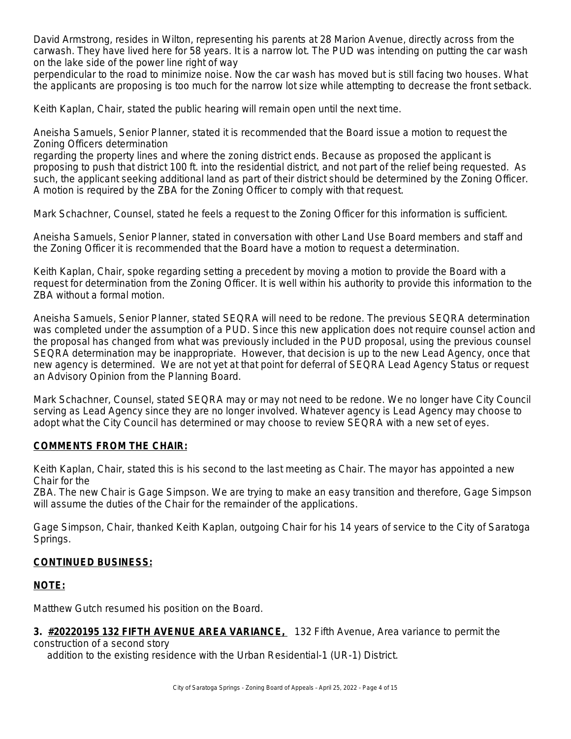David Armstrong, resides in Wilton, representing his parents at 28 Marion Avenue, directly across from the carwash. They have lived here for 58 years. It is a narrow lot. The PUD was intending on putting the car wash on the lake side of the power line right of way perpendicular to the road to minimize noise. Now the car wash has moved but is still facing two houses. What the applicants are proposing is too much for the narrow lot size while attempting to decrease the front setback.

Keith Kaplan, Chair, stated the public hearing will remain open until the next time.

Aneisha Samuels, Senior Planner, stated it is recommended that the Board issue a motion to request the Zoning Officers determination regarding the property lines and where the zoning district ends. Because as proposed the applicant is proposing to push that district 100 ft. into the residential district, and not part of the relief being requested. As such, the applicant seeking additional land as part of their district should be determined by the Zoning Officer. A motion is required by the ZBA for the Zoning Officer to comply with that request.

Mark Schachner, Counsel, stated he feels a request to the Zoning Officer for this information is sufficient.

Aneisha Samuels, Senior Planner, stated in conversation with other Land Use Board members and staff and the Zoning Officer it is recommended that the Board have a motion to request a determination.

Keith Kaplan, Chair, spoke regarding setting a precedent by moving a motion to provide the Board with a request for determination from the Zoning Officer. It is well within his authority to provide this information to the ZBA without a formal motion.

Aneisha Samuels, Senior Planner, stated SEQRA will need to be redone. The previous SEQRA determination was completed under the assumption of a PUD. Since this new application does not require counsel action and the proposal has changed from what was previously included in the PUD proposal, using the previous counsel SEQRA determination may be inappropriate. However, that decision is up to the new Lead Agency, once that new agency is determined. We are not yet at that point for deferral of SEQRA Lead Agency Status or request an Advisory Opinion from the Planning Board.

Mark Schachner, Counsel, stated SEQRA may or may not need to be redone. We no longer have City Council serving as Lead Agency since they are no longer involved. Whatever agency is Lead Agency may choose to adopt what the City Council has determined or may choose to review SEQRA with a new set of eyes.

**COMMENTS FROM THE CHAIR:**

Keith Kaplan, Chair, stated this is his second to the last meeting as Chair. The mayor has appointed a new Chair for the ZBA. The new Chair is Gage Simpson. We are trying to make an easy transition and therefore, Gage Simpson will assume the duties of the Chair for the remainder of the applications.

Gage Simpson, Chair, thanked Keith Kaplan, outgoing Chair for his 14 years of service to the City of Saratoga Springs.

**CONTINUED BUSINESS:**

**NOTE:**

Matthew Gutch resumed his position on the Board.

**3. #20220195 132 FIFTH AVENUE AREA VARIANCE,** 132 Fifth Avenue, Area variance to permit the construction of a second story addition to the existing residence with the Urban Residential-1 (UR-1) District.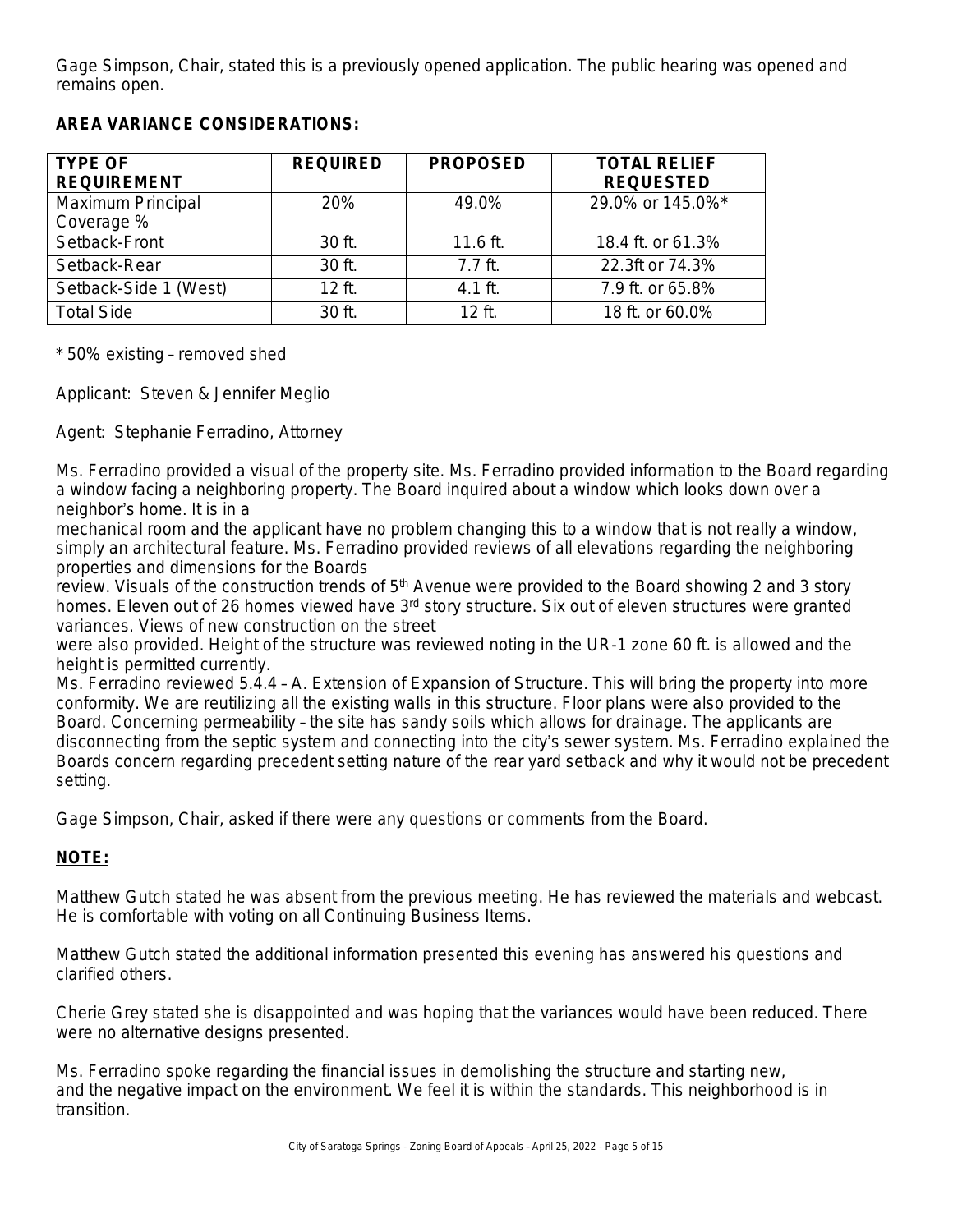Gage Simpson, Chair, stated this is a previously opened application. The public hearing was opened and remains open.

**AREA VARIANCE CONSIDERATIONS:**

| TYPE OF REQUIREMENT | REQUIRED | PROPOSED | TOTAL RELIEF REQUESTED |
|---|---|---|---|
| Maximum Principal Coverage % | 20% | 49.0% | 29.0% or 145.0%* |
| Setback-Front | 30 ft. | 11.6 ft. | 18.4 ft. or 61.3% |
| Setback-Rear | 30 ft. | 7.7 ft. | 22.3ft or 74.3% |
| Setback-Side 1 (West) | 12 ft. | 4.1 ft. | 7.9 ft. or 65.8% |
| Total Side | 30 ft. | 12 ft. | 18 ft. or 60.0% |

* 50% existing – removed shed

Applicant: Steven & Jennifer Meglio

Agent: Stephanie Ferradino, Attorney

Ms. Ferradino provided a visual of the property site. Ms. Ferradino provided information to the Board regarding a window facing a neighboring property. The Board inquired about a window which looks down over a neighbor's home. It is in a mechanical room and the applicant have no problem changing this to a window that is not really a window, simply an architectural feature. Ms. Ferradino provided reviews of all elevations regarding the neighboring properties and dimensions for the Boards review. Visuals of the construction trends of 5th Avenue were provided to the Board showing 2 and 3 story homes. Eleven out of 26 homes viewed have 3rd story structure. Six out of eleven structures were granted variances. Views of new construction on the street were also provided. Height of the structure was reviewed noting in the UR-1 zone 60 ft. is allowed and the height is permitted currently.

Ms. Ferradino reviewed 5.4.4 – A. Extension of Expansion of Structure. This will bring the property into more conformity. We are reutilizing all the existing walls in this structure. Floor plans were also provided to the Board. Concerning permeability – the site has sandy soils which allows for drainage. The applicants are disconnecting from the septic system and connecting into the city's sewer system. Ms. Ferradino explained the Boards concern regarding precedent setting nature of the rear yard setback and why it would not be precedent setting.

Gage Simpson, Chair, asked if there were any questions or comments from the Board.

**NOTE:**

Matthew Gutch stated he was absent from the previous meeting. He has reviewed the materials and webcast. He is comfortable with voting on all Continuing Business Items.

Matthew Gutch stated the additional information presented this evening has answered his questions and clarified others.

Cherie Grey stated she is disappointed and was hoping that the variances would have been reduced. There were no alternative designs presented.

Ms. Ferradino spoke regarding the financial issues in demolishing the structure and starting new, and the negative impact on the environment. We feel it is within the standards. This neighborhood is in transition.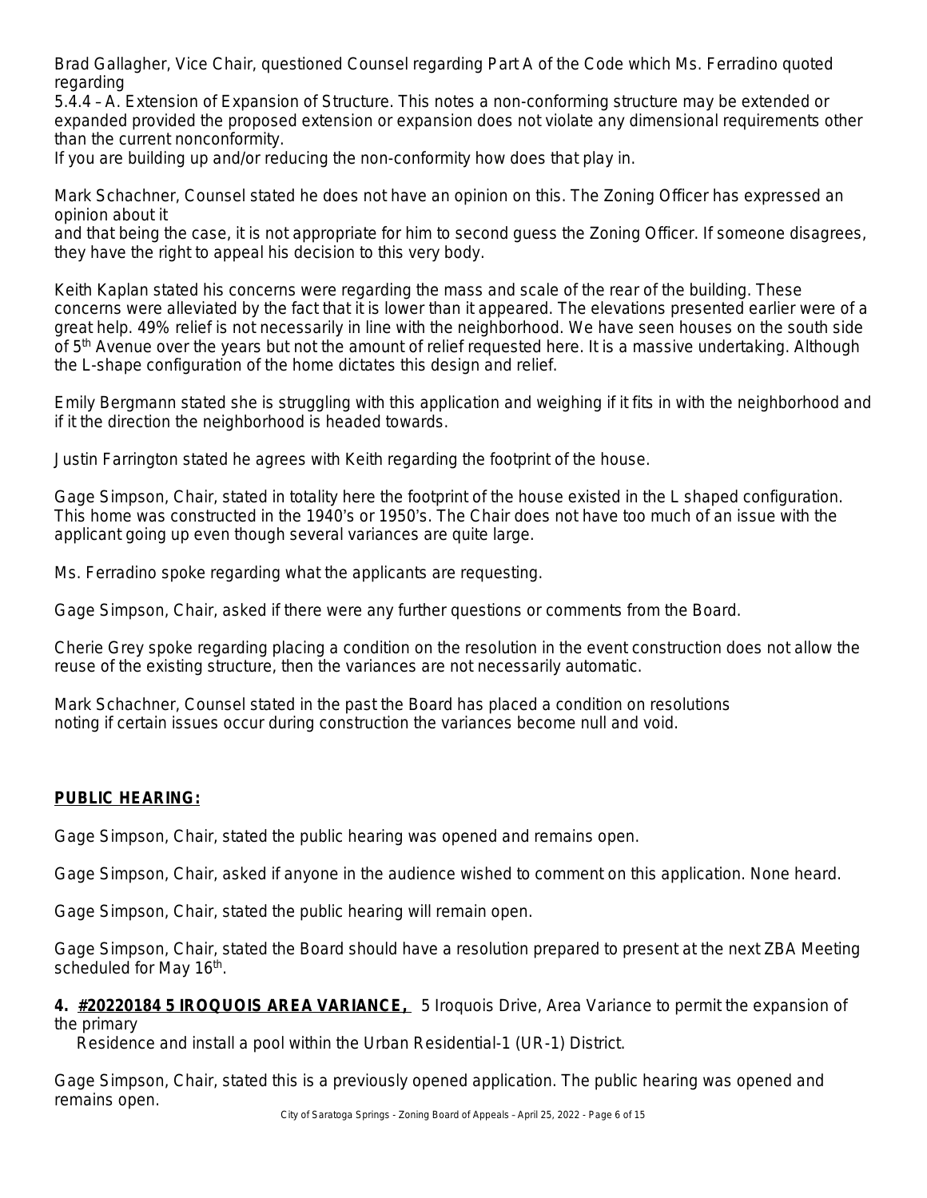Brad Gallagher, Vice Chair, questioned Counsel regarding Part A of the Code which Ms. Ferradino quoted regarding

5.4.4 – A. Extension of Expansion of Structure. This notes a non-conforming structure may be extended or expanded provided the proposed extension or expansion does not violate any dimensional requirements other than the current nonconformity.

If you are building up and/or reducing the non-conformity how does that play in.

Mark Schachner, Counsel stated he does not have an opinion on this. The Zoning Officer has expressed an opinion about it

and that being the case, it is not appropriate for him to second guess the Zoning Officer. If someone disagrees, they have the right to appeal his decision to this very body.

Keith Kaplan stated his concerns were regarding the mass and scale of the rear of the building. These concerns were alleviated by the fact that it is lower than it appeared. The elevations presented earlier were of a great help. 49% relief is not necessarily in line with the neighborhood. We have seen houses on the south side of 5th Avenue over the years but not the amount of relief requested here. It is a massive undertaking. Although the L-shape configuration of the home dictates this design and relief.

Emily Bergmann stated she is struggling with this application and weighing if it fits in with the neighborhood and if it the direction the neighborhood is headed towards.

Justin Farrington stated he agrees with Keith regarding the footprint of the house.

Gage Simpson, Chair, stated in totality here the footprint of the house existed in the L shaped configuration. This home was constructed in the 1940's or 1950's. The Chair does not have too much of an issue with the applicant going up even though several variances are quite large.

Ms. Ferradino spoke regarding what the applicants are requesting.

Gage Simpson, Chair, asked if there were any further questions or comments from the Board.

Cherie Grey spoke regarding placing a condition on the resolution in the event construction does not allow the reuse of the existing structure, then the variances are not necessarily automatic.

Mark Schachner, Counsel stated in the past the Board has placed a condition on resolutions noting if certain issues occur during construction the variances become null and void.

**PUBLIC HEARING:**

Gage Simpson, Chair, stated the public hearing was opened and remains open.

Gage Simpson, Chair, asked if anyone in the audience wished to comment on this application. None heard.

Gage Simpson, Chair, stated the public hearing will remain open.

Gage Simpson, Chair, stated the Board should have a resolution prepared to present at the next ZBA Meeting scheduled for May 16th.

**4. #20220184 5 IROQUOIS AREA VARIANCE,** 5 Iroquois Drive, Area Variance to permit the expansion of the primary Residence and install a pool within the Urban Residential-1 (UR-1) District.

Gage Simpson, Chair, stated this is a previously opened application. The public hearing was opened and remains open.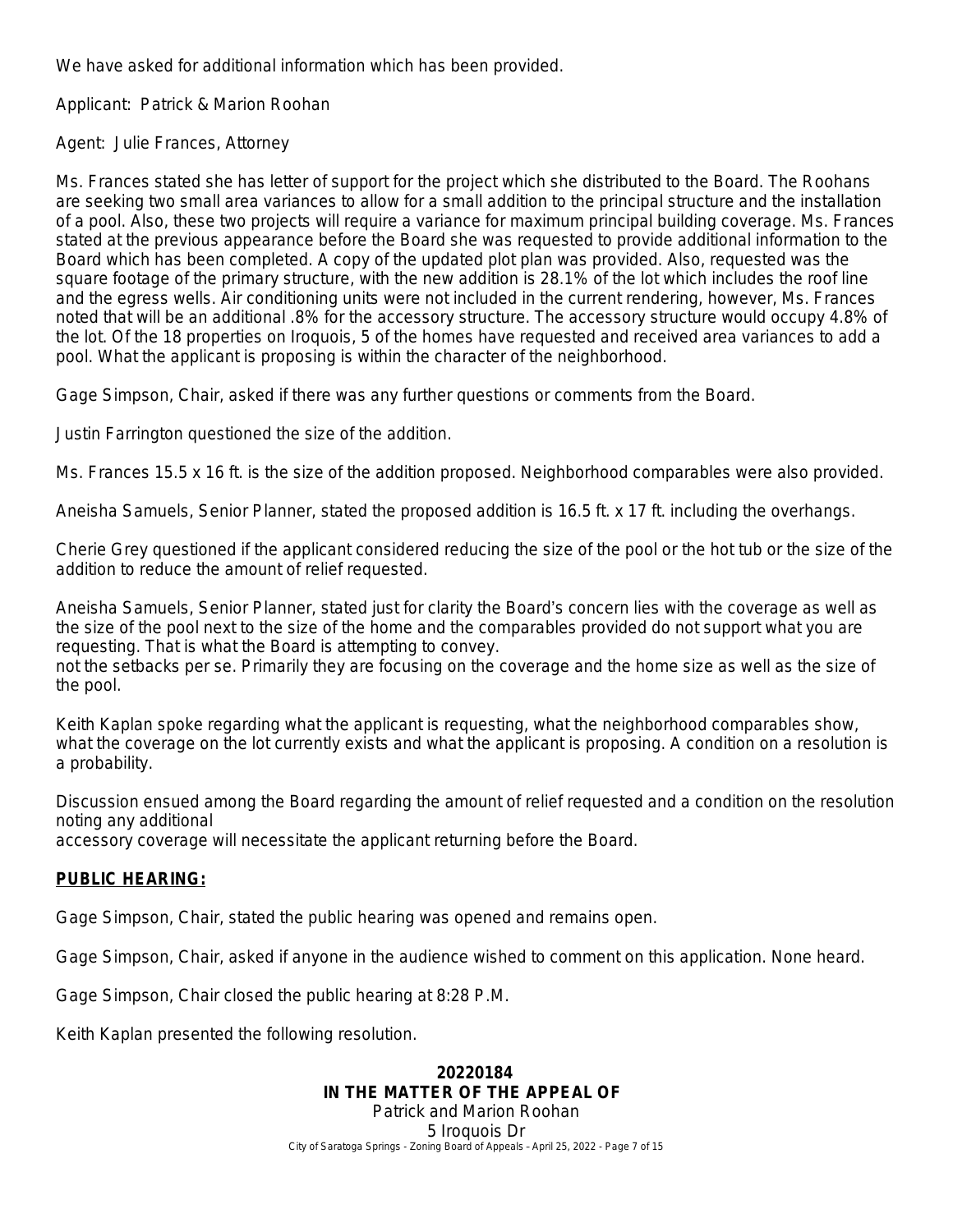We have asked for additional information which has been provided.

Applicant: Patrick & Marion Roohan

Agent: Julie Frances, Attorney

Ms. Frances stated she has letter of support for the project which she distributed to the Board. The Roohans are seeking two small area variances to allow for a small addition to the principal structure and the installation of a pool. Also, these two projects will require a variance for maximum principal building coverage. Ms. Frances stated at the previous appearance before the Board she was requested to provide additional information to the Board which has been completed. A copy of the updated plot plan was provided. Also, requested was the square footage of the primary structure, with the new addition is 28.1% of the lot which includes the roof line and the egress wells. Air conditioning units were not included in the current rendering, however, Ms. Frances noted that will be an additional .8% for the accessory structure. The accessory structure would occupy 4.8% of the lot. Of the 18 properties on Iroquois, 5 of the homes have requested and received area variances to add a pool. What the applicant is proposing is within the character of the neighborhood.

Gage Simpson, Chair, asked if there was any further questions or comments from the Board.

Justin Farrington questioned the size of the addition.

Ms. Frances 15.5 x 16 ft. is the size of the addition proposed. Neighborhood comparables were also provided.

Aneisha Samuels, Senior Planner, stated the proposed addition is 16.5 ft. x 17 ft. including the overhangs.

Cherie Grey questioned if the applicant considered reducing the size of the pool or the hot tub or the size of the addition to reduce the amount of relief requested.

Aneisha Samuels, Senior Planner, stated just for clarity the Board's concern lies with the coverage as well as the size of the pool next to the size of the home and the comparables provided do not support what you are requesting. That is what the Board is attempting to convey.
not the setbacks per se. Primarily they are focusing on the coverage and the home size as well as the size of the pool.

Keith Kaplan spoke regarding what the applicant is requesting, what the neighborhood comparables show, what the coverage on the lot currently exists and what the applicant is proposing. A condition on a resolution is a probability.

Discussion ensued among the Board regarding the amount of relief requested and a condition on the resolution noting any additional
accessory coverage will necessitate the applicant returning before the Board.

**PUBLIC HEARING:**

Gage Simpson, Chair, stated the public hearing was opened and remains open.

Gage Simpson, Chair, asked if anyone in the audience wished to comment on this application. None heard.

Gage Simpson, Chair closed the public hearing at 8:28 P.M.

Keith Kaplan presented the following resolution.

**20220184**
**IN THE MATTER OF THE APPEAL OF**
Patrick and Marion Roohan
5 Iroquois Dr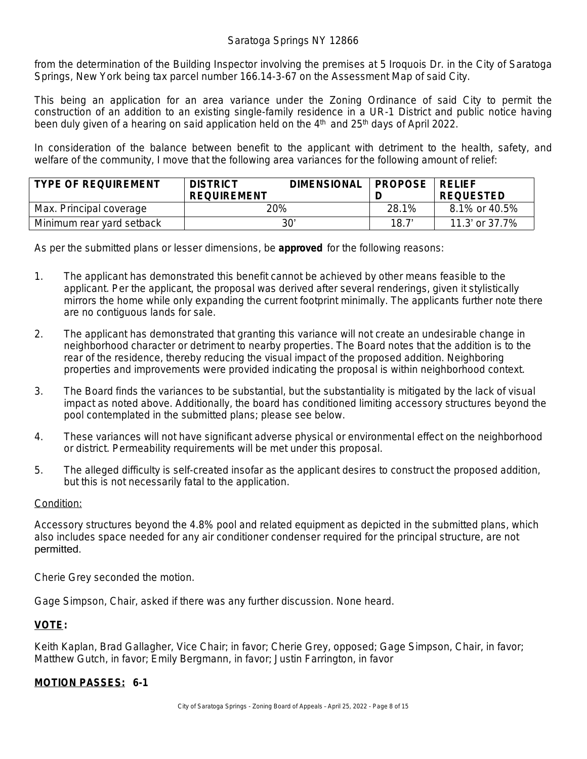Saratoga Springs NY 12866

from the determination of the Building Inspector involving the premises at 5 Iroquois Dr. in the City of Saratoga Springs, New York being tax parcel number 166.14-3-67 on the Assessment Map of said City.

This being an application for an area variance under the Zoning Ordinance of said City to permit the construction of an addition to an existing single-family residence in a UR-1 District and public notice having been duly given of a hearing on said application held on the 4th and 25th days of April 2022.

In consideration of the balance between benefit to the applicant with detriment to the health, safety, and welfare of the community, I move that the following area variances for the following amount of relief:

| TYPE OF REQUIREMENT | DISTRICT DIMENSIONAL REQUIREMENT | PROPOSED | RELIEF REQUESTED |
|---|---|---|---|
| Max. Principal coverage | 20% | 28.1% | 8.1% or 40.5% |
| Minimum rear yard setback | 30' | 18.7' | 11.3' or 37.7% |

As per the submitted plans or lesser dimensions, be **approved** for the following reasons:

1. The applicant has demonstrated this benefit cannot be achieved by other means feasible to the applicant. Per the applicant, the proposal was derived after several renderings, given it stylistically mirrors the home while only expanding the current footprint minimally. The applicants further note there are no contiguous lands for sale.
2. The applicant has demonstrated that granting this variance will not create an undesirable change in neighborhood character or detriment to nearby properties. The Board notes that the addition is to the rear of the residence, thereby reducing the visual impact of the proposed addition. Neighboring properties and improvements were provided indicating the proposal is within neighborhood context.
3. The Board finds the variances to be substantial, but the substantiality is mitigated by the lack of visual impact as noted above. Additionally, the board has conditioned limiting accessory structures beyond the pool contemplated in the submitted plans; please see below.
4. These variances will not have significant adverse physical or environmental effect on the neighborhood or district. Permeability requirements will be met under this proposal.
5. The alleged difficulty is self-created insofar as the applicant desires to construct the proposed addition, but this is not necessarily fatal to the application.

Condition:

Accessory structures beyond the 4.8% pool and related equipment as depicted in the submitted plans, which also includes space needed for any air conditioner condenser required for the principal structure, are not permitted.

Cherie Grey seconded the motion.

Gage Simpson, Chair, asked if there was any further discussion. None heard.

**VOTE:**

Keith Kaplan, Brad Gallagher, Vice Chair; in favor; Cherie Grey, opposed; Gage Simpson, Chair, in favor; Matthew Gutch, in favor; Emily Bergmann, in favor; Justin Farrington, in favor

**MOTION PASSES: 6-1**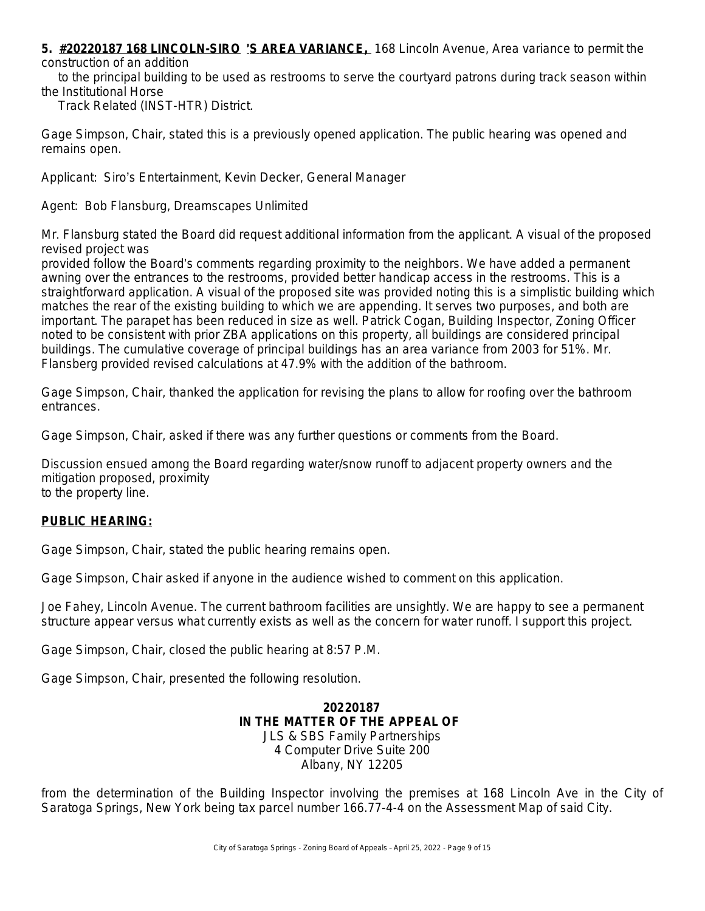**5. <u>#20220187 168 LINCOLN-SIRO 'S AREA VARIANCE,</u>** 168 Lincoln Avenue, Area variance to permit the construction of an addition to the principal building to be used as restrooms to serve the courtyard patrons during track season within the Institutional Horse Track Related (INST-HTR) District.

Gage Simpson, Chair, stated this is a previously opened application. The public hearing was opened and remains open.

Applicant: Siro's Entertainment, Kevin Decker, General Manager

Agent: Bob Flansburg, Dreamscapes Unlimited

Mr. Flansburg stated the Board did request additional information from the applicant. A visual of the proposed revised project was provided follow the Board's comments regarding proximity to the neighbors. We have added a permanent awning over the entrances to the restrooms, provided better handicap access in the restrooms. This is a straightforward application. A visual of the proposed site was provided noting this is a simplistic building which matches the rear of the existing building to which we are appending. It serves two purposes, and both are important. The parapet has been reduced in size as well. Patrick Cogan, Building Inspector, Zoning Officer noted to be consistent with prior ZBA applications on this property, all buildings are considered principal buildings. The cumulative coverage of principal buildings has an area variance from 2003 for 51%. Mr. Flansberg provided revised calculations at 47.9% with the addition of the bathroom.

Gage Simpson, Chair, thanked the application for revising the plans to allow for roofing over the bathroom entrances.

Gage Simpson, Chair, asked if there was any further questions or comments from the Board.

Discussion ensued among the Board regarding water/snow runoff to adjacent property owners and the mitigation proposed, proximity to the property line.

**<u>PUBLIC HEARING:</u>**

Gage Simpson, Chair, stated the public hearing remains open.

Gage Simpson, Chair asked if anyone in the audience wished to comment on this application.

Joe Fahey, Lincoln Avenue. The current bathroom facilities are unsightly. We are happy to see a permanent structure appear versus what currently exists as well as the concern for water runoff. I support this project.

Gage Simpson, Chair, closed the public hearing at 8:57 P.M.

Gage Simpson, Chair, presented the following resolution.

**20220187**
**IN THE MATTER OF THE APPEAL OF**
JLS & SBS Family Partnerships
4 Computer Drive Suite 200
Albany, NY 12205

from the determination of the Building Inspector involving the premises at 168 Lincoln Ave in the City of Saratoga Springs, New York being tax parcel number 166.77-4-4 on the Assessment Map of said City.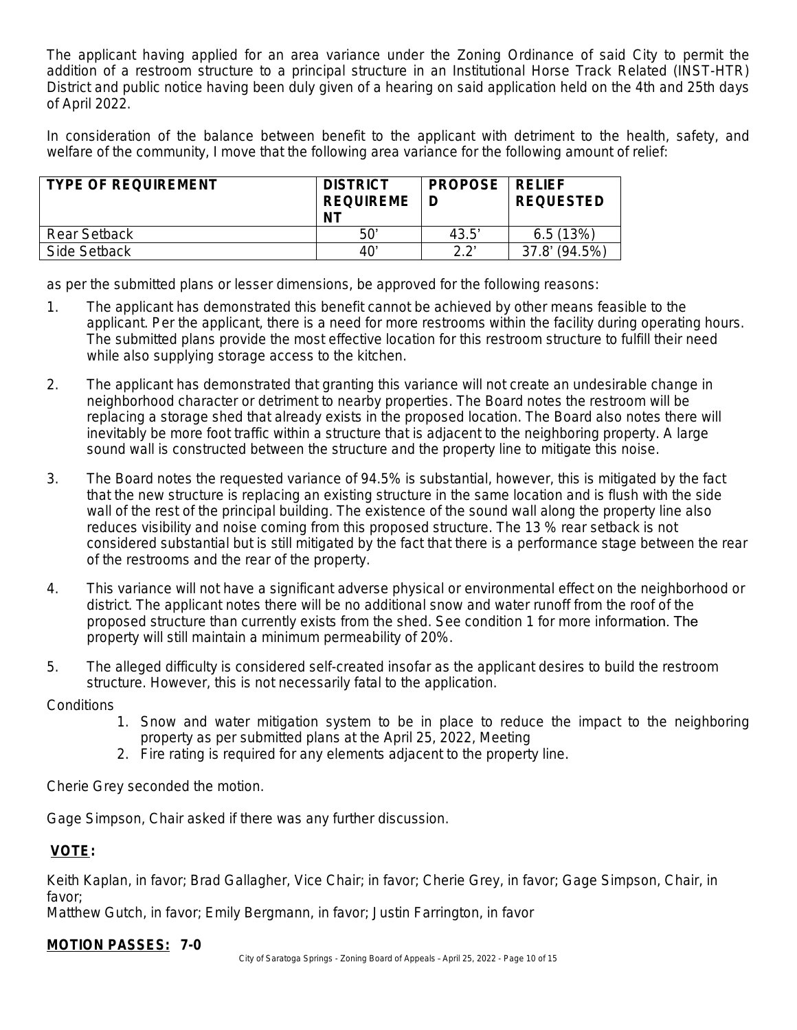The applicant having applied for an area variance under the Zoning Ordinance of said City to permit the addition of a restroom structure to a principal structure in an Institutional Horse Track Related (INST-HTR) District and public notice having been duly given of a hearing on said application held on the 4th and 25th days of April 2022.

In consideration of the balance between benefit to the applicant with detriment to the health, safety, and welfare of the community, I move that the following area variance for the following amount of relief:

| TYPE OF REQUIREMENT | DISTRICT REQUIREMENT | PROPOSED | RELIEF REQUESTED |
|---|---|---|---|
| Rear Setback | 50' | 43.5' | 6.5 (13%) |
| Side Setback | 40' | 2.2' | 37.8' (94.5%) |

as per the submitted plans or lesser dimensions, be approved for the following reasons:

1. The applicant has demonstrated this benefit cannot be achieved by other means feasible to the applicant. Per the applicant, there is a need for more restrooms within the facility during operating hours. The submitted plans provide the most effective location for this restroom structure to fulfill their need while also supplying storage access to the kitchen.
2. The applicant has demonstrated that granting this variance will not create an undesirable change in neighborhood character or detriment to nearby properties. The Board notes the restroom will be replacing a storage shed that already exists in the proposed location. The Board also notes there will inevitably be more foot traffic within a structure that is adjacent to the neighboring property. A large sound wall is constructed between the structure and the property line to mitigate this noise.
3. The Board notes the requested variance of 94.5% is substantial, however, this is mitigated by the fact that the new structure is replacing an existing structure in the same location and is flush with the side wall of the rest of the principal building. The existence of the sound wall along the property line also reduces visibility and noise coming from this proposed structure. The 13 % rear setback is not considered substantial but is still mitigated by the fact that there is a performance stage between the rear of the restrooms and the rear of the property.
4. This variance will not have a significant adverse physical or environmental effect on the neighborhood or district. The applicant notes there will be no additional snow and water runoff from the roof of the proposed structure than currently exists from the shed. See condition 1 for more information. The property will still maintain a minimum permeability of 20%.
5. The alleged difficulty is considered self-created insofar as the applicant desires to build the restroom structure. However, this is not necessarily fatal to the application.

Conditions

1. Snow and water mitigation system to be in place to reduce the impact to the neighboring property as per submitted plans at the April 25, 2022, Meeting
2. Fire rating is required for any elements adjacent to the property line.

Cherie Grey seconded the motion.

Gage Simpson, Chair asked if there was any further discussion.

**VOTE:**

Keith Kaplan, in favor; Brad Gallagher, Vice Chair; in favor; Cherie Grey, in favor; Gage Simpson, Chair, in favor;
Matthew Gutch, in favor; Emily Bergmann, in favor; Justin Farrington, in favor

**MOTION PASSES: 7-0**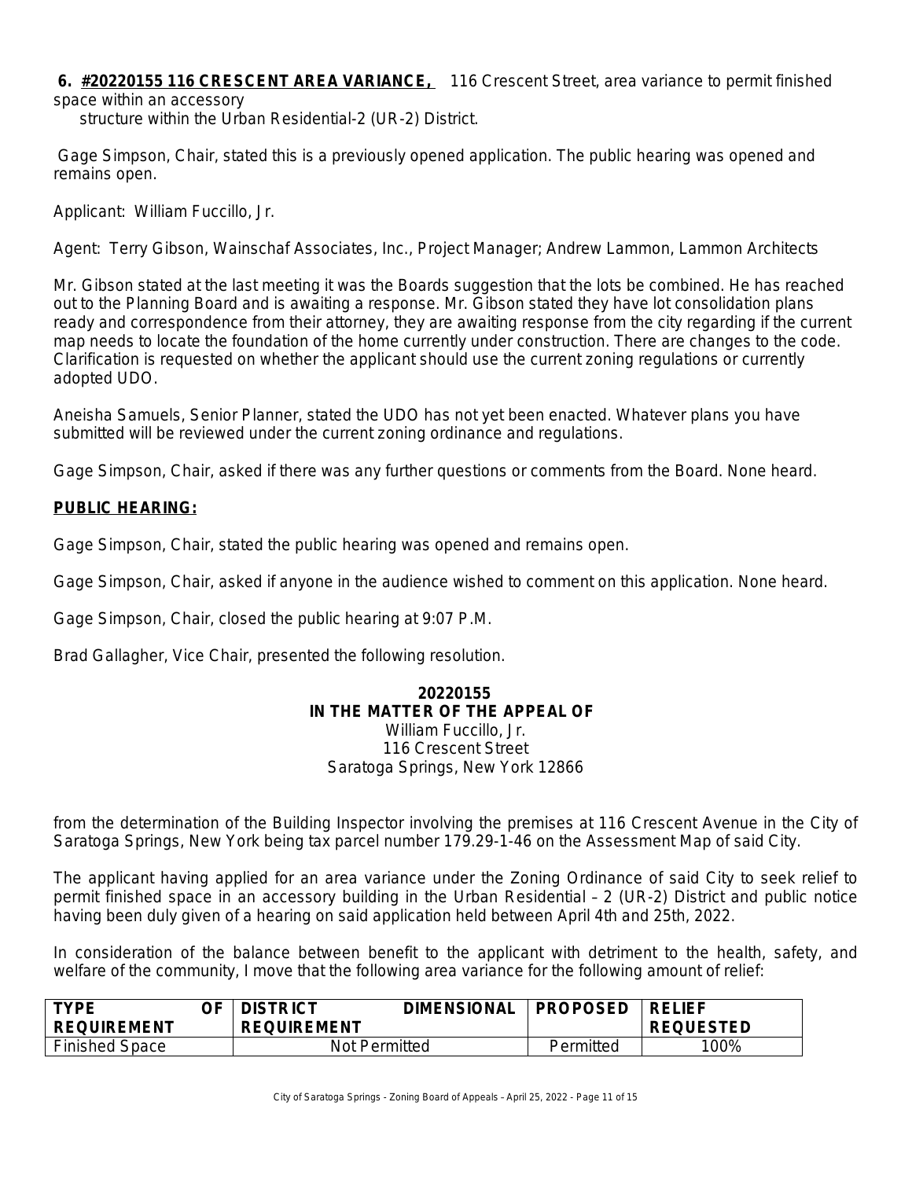**6. <u>#20220155 116 CRESCENT AREA VARIANCE,</u>** 116 Crescent Street, area variance to permit finished space within an accessory structure within the Urban Residential-2 (UR-2) District.

Gage Simpson, Chair, stated this is a previously opened application. The public hearing was opened and remains open.

Applicant: William Fuccillo, Jr.

Agent: Terry Gibson, Wainschaf Associates, Inc., Project Manager; Andrew Lammon, Lammon Architects

Mr. Gibson stated at the last meeting it was the Boards suggestion that the lots be combined. He has reached out to the Planning Board and is awaiting a response. Mr. Gibson stated they have lot consolidation plans ready and correspondence from their attorney, they are awaiting response from the city regarding if the current map needs to locate the foundation of the home currently under construction. There are changes to the code. Clarification is requested on whether the applicant should use the current zoning regulations or currently adopted UDO.

Aneisha Samuels, Senior Planner, stated the UDO has not yet been enacted. Whatever plans you have submitted will be reviewed under the current zoning ordinance and regulations.

Gage Simpson, Chair, asked if there was any further questions or comments from the Board. None heard.

**<u>PUBLIC HEARING:</u>**

Gage Simpson, Chair, stated the public hearing was opened and remains open.

Gage Simpson, Chair, asked if anyone in the audience wished to comment on this application. None heard.

Gage Simpson, Chair, closed the public hearing at 9:07 P.M.

Brad Gallagher, Vice Chair, presented the following resolution.

**20220155**
**IN THE MATTER OF THE APPEAL OF**
William Fuccillo, Jr.
116 Crescent Street
Saratoga Springs, New York 12866

from the determination of the Building Inspector involving the premises at 116 Crescent Avenue in the City of Saratoga Springs, New York being tax parcel number 179.29-1-46 on the Assessment Map of said City.

The applicant having applied for an area variance under the Zoning Ordinance of said City to seek relief to permit finished space in an accessory building in the Urban Residential – 2 (UR-2) District and public notice having been duly given of a hearing on said application held between April 4th and 25th, 2022.

In consideration of the balance between benefit to the applicant with detriment to the health, safety, and welfare of the community, I move that the following area variance for the following amount of relief:

| TYPE OF REQUIREMENT | DISTRICT DIMENSIONAL REQUIREMENT | PROPOSED | RELIEF REQUESTED |
|---|---|---|---|
| Finished Space | Not Permitted | Permitted | 100% |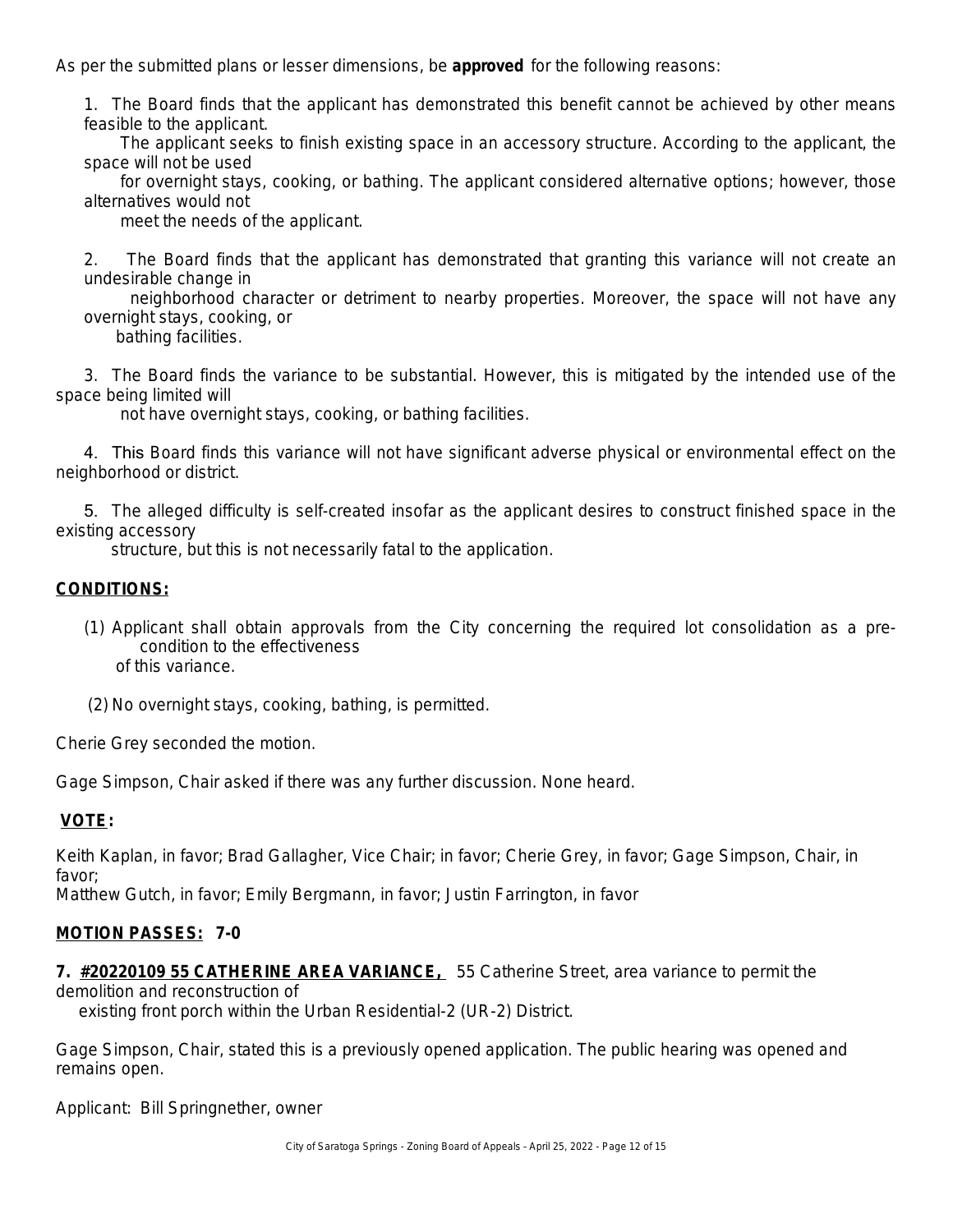As per the submitted plans or lesser dimensions, be **approved** for the following reasons:

1. The Board finds that the applicant has demonstrated this benefit cannot be achieved by other means feasible to the applicant.
   The applicant seeks to finish existing space in an accessory structure. According to the applicant, the space will not be used
   for overnight stays, cooking, or bathing. The applicant considered alternative options; however, those alternatives would not
   meet the needs of the applicant.

2. The Board finds that the applicant has demonstrated that granting this variance will not create an undesirable change in
   neighborhood character or detriment to nearby properties. Moreover, the space will not have any overnight stays, cooking, or
   bathing facilities.

3. The Board finds the variance to be substantial. However, this is mitigated by the intended use of the space being limited will
   not have overnight stays, cooking, or bathing facilities.

4. This Board finds this variance will not have significant adverse physical or environmental effect on the neighborhood or district.

5. The alleged difficulty is self-created insofar as the applicant desires to construct finished space in the existing accessory
   structure, but this is not necessarily fatal to the application.

**CONDITIONS:**

(1) Applicant shall obtain approvals from the City concerning the required lot consolidation as a pre-condition to the effectiveness
of this variance.

(2) No overnight stays, cooking, bathing, is permitted.

Cherie Grey seconded the motion.

Gage Simpson, Chair asked if there was any further discussion. None heard.

**VOTE:**

Keith Kaplan, in favor; Brad Gallagher, Vice Chair; in favor; Cherie Grey, in favor; Gage Simpson, Chair, in favor;
Matthew Gutch, in favor; Emily Bergmann, in favor; Justin Farrington, in favor

**MOTION PASSES: 7-0**

**7. #20220109 55 CATHERINE AREA VARIANCE,** 55 Catherine Street, area variance to permit the demolition and reconstruction of
existing front porch within the Urban Residential-2 (UR-2) District.

Gage Simpson, Chair, stated this is a previously opened application. The public hearing was opened and remains open.

Applicant: Bill Springnether, owner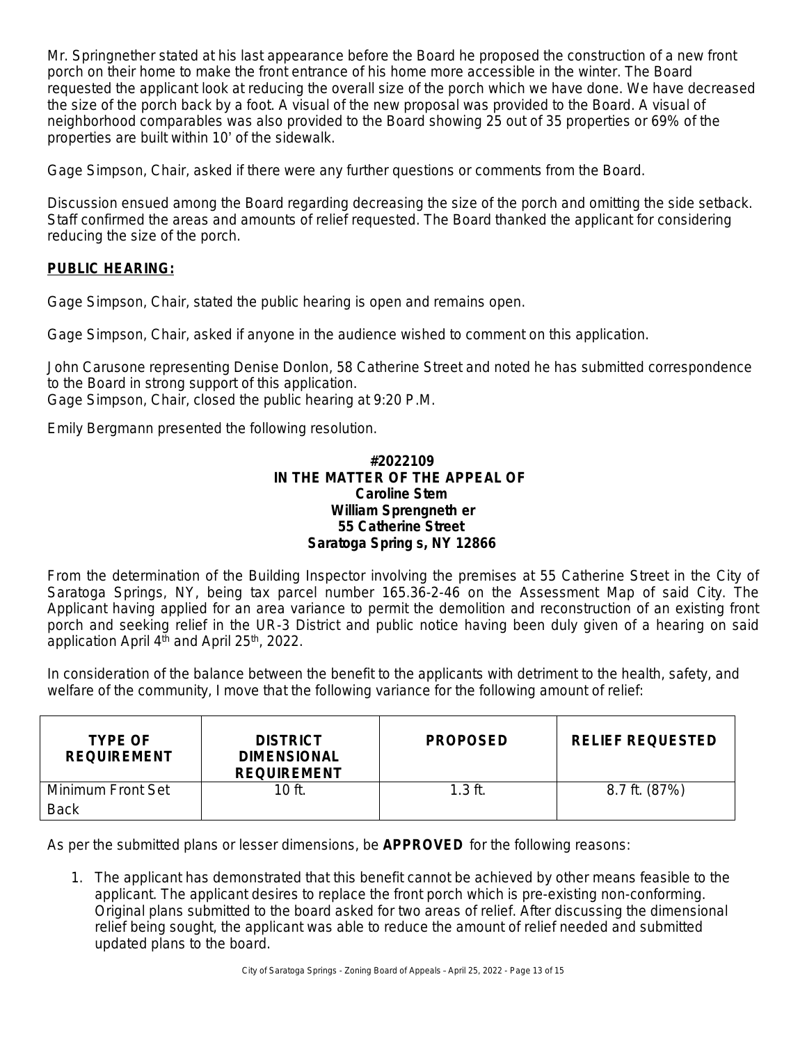Mr. Springnether stated at his last appearance before the Board he proposed the construction of a new front porch on their home to make the front entrance of his home more accessible in the winter. The Board requested the applicant look at reducing the overall size of the porch which we have done. We have decreased the size of the porch back by a foot. A visual of the new proposal was provided to the Board. A visual of neighborhood comparables was also provided to the Board showing 25 out of 35 properties or 69% of the properties are built within 10' of the sidewalk.

Gage Simpson, Chair, asked if there were any further questions or comments from the Board.

Discussion ensued among the Board regarding decreasing the size of the porch and omitting the side setback. Staff confirmed the areas and amounts of relief requested. The Board thanked the applicant for considering reducing the size of the porch.

**PUBLIC HEARING:**

Gage Simpson, Chair, stated the public hearing is open and remains open.

Gage Simpson, Chair, asked if anyone in the audience wished to comment on this application.

John Carusone representing Denise Donlon, 58 Catherine Street and noted he has submitted correspondence to the Board in strong support of this application.
Gage Simpson, Chair, closed the public hearing at 9:20 P.M.

Emily Bergmann presented the following resolution.

**#2022109**
**IN THE MATTER OF THE APPEAL OF**
**Caroline Stem**
**William Sprengneth er**
**55 Catherine Street**
**Saratoga Spring s, NY 12866**

From the determination of the Building Inspector involving the premises at 55 Catherine Street in the City of Saratoga Springs, NY, being tax parcel number 165.36-2-46 on the Assessment Map of said City. The Applicant having applied for an area variance to permit the demolition and reconstruction of an existing front porch and seeking relief in the UR-3 District and public notice having been duly given of a hearing on said application April 4th and April 25th, 2022.

In consideration of the balance between the benefit to the applicants with detriment to the health, safety, and welfare of the community, I move that the following variance for the following amount of relief:

| TYPE OF REQUIREMENT | DISTRICT DIMENSIONAL REQUIREMENT | PROPOSED | RELIEF REQUESTED |
|---|---|---|---|
| Minimum Front Set Back | 10 ft. | 1.3 ft. | 8.7 ft. (87%) |

As per the submitted plans or lesser dimensions, be **APPROVED** for the following reasons:

1. The applicant has demonstrated that this benefit cannot be achieved by other means feasible to the applicant. The applicant desires to replace the front porch which is pre-existing non-conforming. Original plans submitted to the board asked for two areas of relief. After discussing the dimensional relief being sought, the applicant was able to reduce the amount of relief needed and submitted updated plans to the board.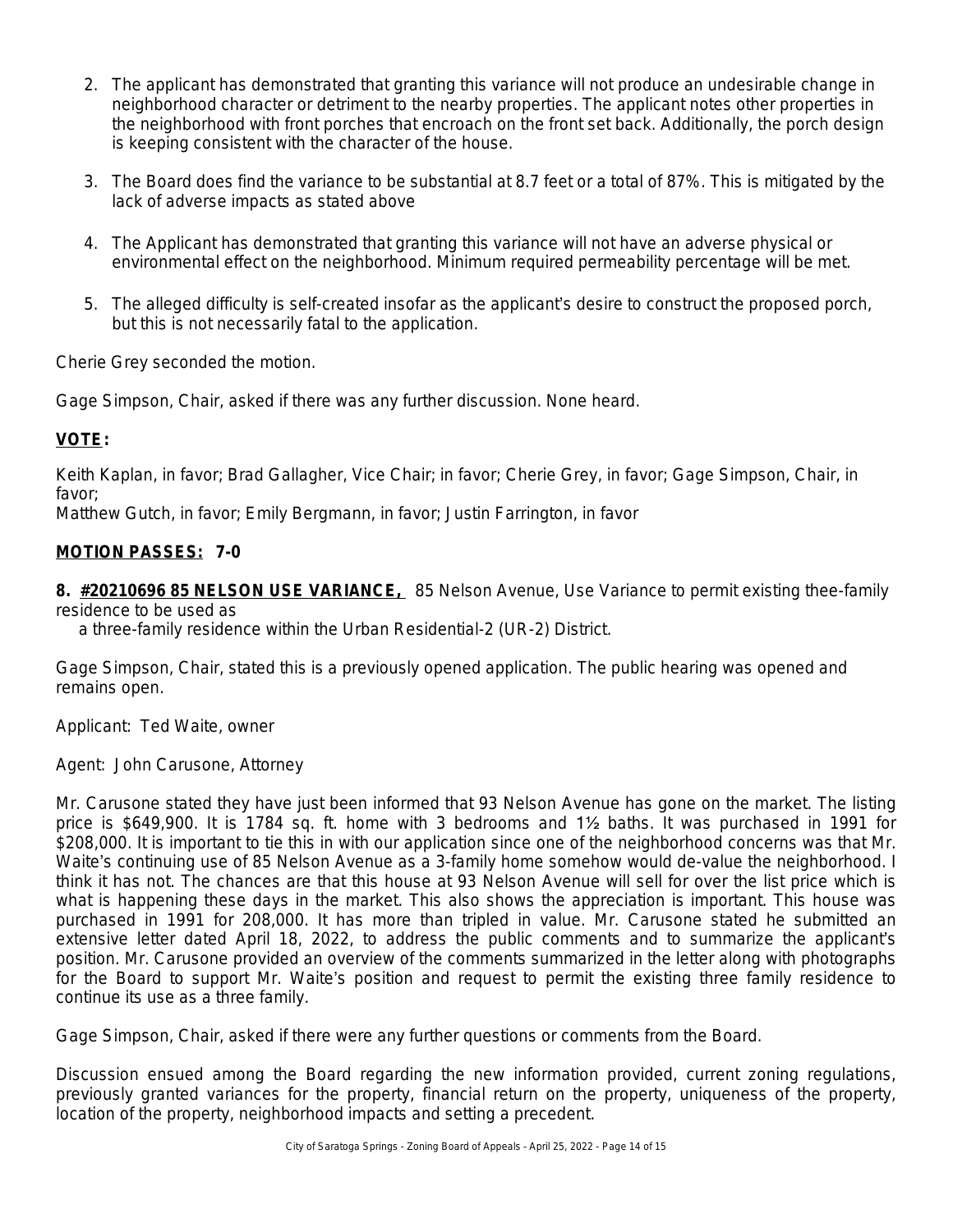2. The applicant has demonstrated that granting this variance will not produce an undesirable change in neighborhood character or detriment to the nearby properties. The applicant notes other properties in the neighborhood with front porches that encroach on the front set back. Additionally, the porch design is keeping consistent with the character of the house.

3. The Board does find the variance to be substantial at 8.7 feet or a total of 87%. This is mitigated by the lack of adverse impacts as stated above

4. The Applicant has demonstrated that granting this variance will not have an adverse physical or environmental effect on the neighborhood. Minimum required permeability percentage will be met.

5. The alleged difficulty is self-created insofar as the applicant's desire to construct the proposed porch, but this is not necessarily fatal to the application.

Cherie Grey seconded the motion.

Gage Simpson, Chair, asked if there was any further discussion. None heard.

**VOTE:**

Keith Kaplan, in favor; Brad Gallagher, Vice Chair; in favor; Cherie Grey, in favor; Gage Simpson, Chair, in favor;
Matthew Gutch, in favor; Emily Bergmann, in favor; Justin Farrington, in favor

**MOTION PASSES: 7-0**

**8. #20210696 85 NELSON USE VARIANCE,** 85 Nelson Avenue, Use Variance to permit existing thee-family residence to be used as a three-family residence within the Urban Residential-2 (UR-2) District.

Gage Simpson, Chair, stated this is a previously opened application. The public hearing was opened and remains open.

Applicant: Ted Waite, owner

Agent: John Carusone, Attorney

Mr. Carusone stated they have just been informed that 93 Nelson Avenue has gone on the market. The listing price is $649,900. It is 1784 sq. ft. home with 3 bedrooms and 1½ baths. It was purchased in 1991 for $208,000. It is important to tie this in with our application since one of the neighborhood concerns was that Mr. Waite's continuing use of 85 Nelson Avenue as a 3-family home somehow would de-value the neighborhood. I think it has not. The chances are that this house at 93 Nelson Avenue will sell for over the list price which is what is happening these days in the market. This also shows the appreciation is important. This house was purchased in 1991 for 208,000. It has more than tripled in value. Mr. Carusone stated he submitted an extensive letter dated April 18, 2022, to address the public comments and to summarize the applicant's position. Mr. Carusone provided an overview of the comments summarized in the letter along with photographs for the Board to support Mr. Waite's position and request to permit the existing three family residence to continue its use as a three family.

Gage Simpson, Chair, asked if there were any further questions or comments from the Board.

Discussion ensued among the Board regarding the new information provided, current zoning regulations, previously granted variances for the property, financial return on the property, uniqueness of the property, location of the property, neighborhood impacts and setting a precedent.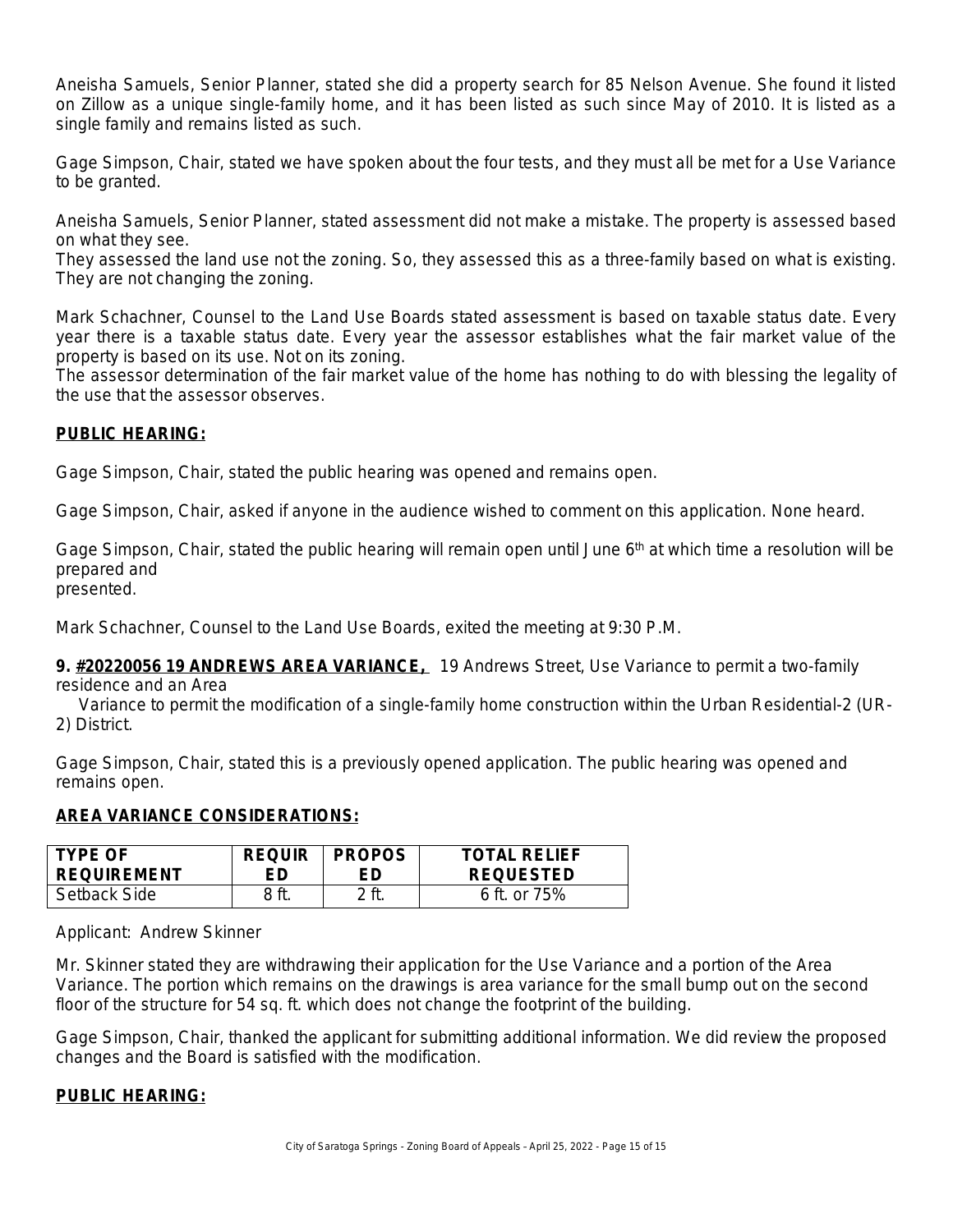Aneisha Samuels, Senior Planner, stated she did a property search for 85 Nelson Avenue. She found it listed on Zillow as a unique single-family home, and it has been listed as such since May of 2010. It is listed as a single family and remains listed as such.

Gage Simpson, Chair, stated we have spoken about the four tests, and they must all be met for a Use Variance to be granted.

Aneisha Samuels, Senior Planner, stated assessment did not make a mistake. The property is assessed based on what they see.
They assessed the land use not the zoning. So, they assessed this as a three-family based on what is existing. They are not changing the zoning.

Mark Schachner, Counsel to the Land Use Boards stated assessment is based on taxable status date. Every year there is a taxable status date. Every year the assessor establishes what the fair market value of the property is based on its use. Not on its zoning.
The assessor determination of the fair market value of the home has nothing to do with blessing the legality of the use that the assessor observes.

**PUBLIC HEARING:**

Gage Simpson, Chair, stated the public hearing was opened and remains open.

Gage Simpson, Chair, asked if anyone in the audience wished to comment on this application. None heard.

Gage Simpson, Chair, stated the public hearing will remain open until June 6th at which time a resolution will be prepared and
presented.

Mark Schachner, Counsel to the Land Use Boards, exited the meeting at 9:30 P.M.

**9. #20220056 19 ANDREWS AREA VARIANCE,** 19 Andrews Street, Use Variance to permit a two-family residence and an Area Variance to permit the modification of a single-family home construction within the Urban Residential-2 (UR-2) District.

Gage Simpson, Chair, stated this is a previously opened application. The public hearing was opened and remains open.

**AREA VARIANCE CONSIDERATIONS:**

| TYPE OF REQUIREMENT | REQUIRED | PROPOSED | TOTAL RELIEF REQUESTED |
|---|---|---|---|
| Setback Side | 8 ft. | 2 ft. | 6 ft. or 75% |

Applicant: Andrew Skinner

Mr. Skinner stated they are withdrawing their application for the Use Variance and a portion of the Area Variance. The portion which remains on the drawings is area variance for the small bump out on the second floor of the structure for 54 sq. ft. which does not change the footprint of the building.

Gage Simpson, Chair, thanked the applicant for submitting additional information. We did review the proposed changes and the Board is satisfied with the modification.

**PUBLIC HEARING:**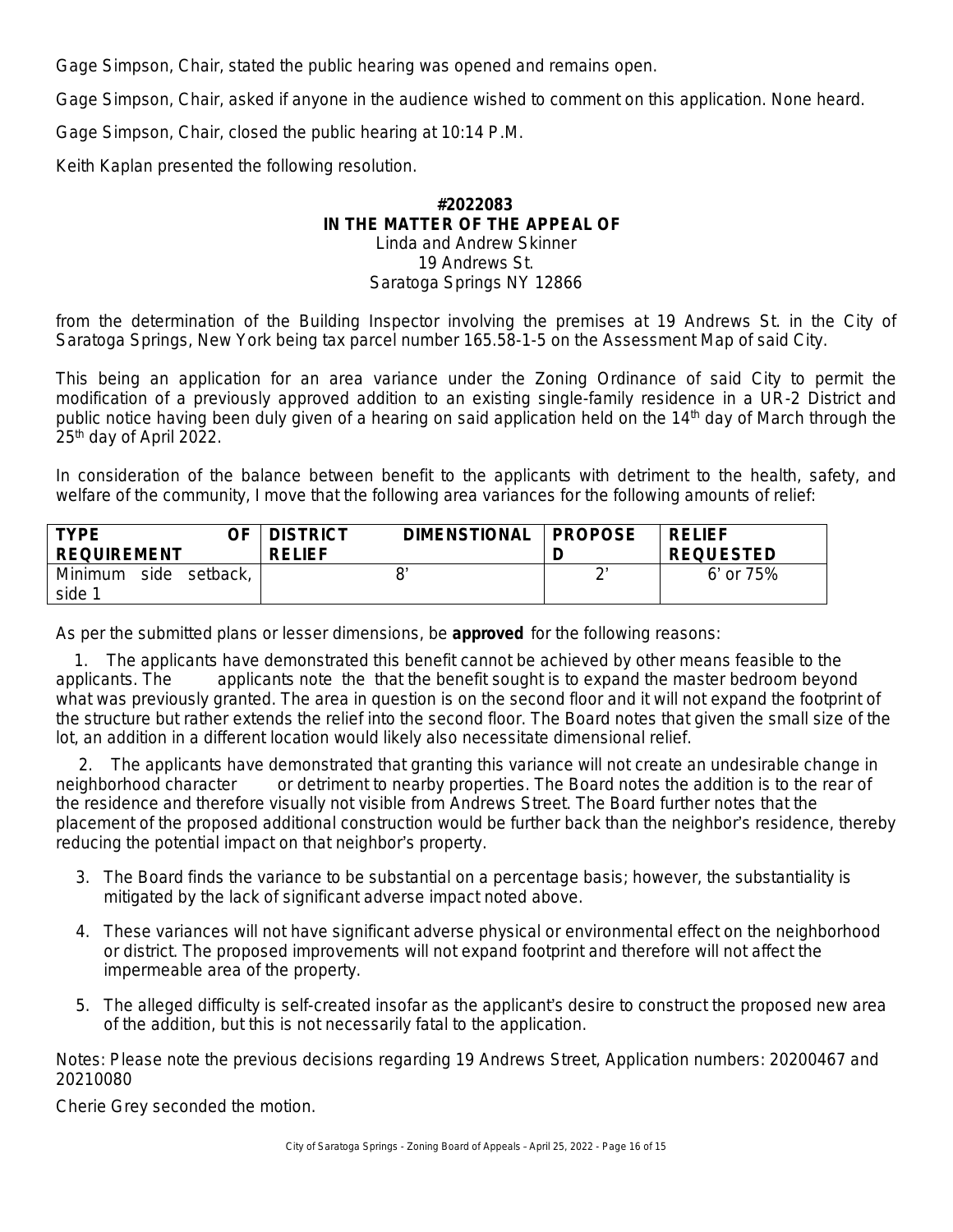Gage Simpson, Chair, stated the public hearing was opened and remains open.

Gage Simpson, Chair, asked if anyone in the audience wished to comment on this application. None heard.

Gage Simpson, Chair, closed the public hearing at 10:14 P.M.

Keith Kaplan presented the following resolution.

**#2022083**
**IN THE MATTER OF THE APPEAL OF**
Linda and Andrew Skinner
19 Andrews St.
Saratoga Springs NY 12866

from the determination of the Building Inspector involving the premises at 19 Andrews St. in the City of Saratoga Springs, New York being tax parcel number 165.58-1-5 on the Assessment Map of said City.

This being an application for an area variance under the Zoning Ordinance of said City to permit the modification of a previously approved addition to an existing single-family residence in a UR-2 District and public notice having been duly given of a hearing on said application held on the 14th day of March through the 25th day of April 2022.

In consideration of the balance between benefit to the applicants with detriment to the health, safety, and welfare of the community, I move that the following area variances for the following amounts of relief:

| TYPE OF REQUIREMENT | DISTRICT DIMENSIONAL RELIEF | PROPOSED | RELIEF REQUESTED |
|---|---|---|---|
| Minimum side setback, side 1 | 8' | 2' | 6' or 75% |

As per the submitted plans or lesser dimensions, be **approved** for the following reasons:

1. The applicants have demonstrated this benefit cannot be achieved by other means feasible to the applicants. The applicants note the that the benefit sought is to expand the master bedroom beyond what was previously granted. The area in question is on the second floor and it will not expand the footprint of the structure but rather extends the relief into the second floor. The Board notes that given the small size of the lot, an addition in a different location would likely also necessitate dimensional relief.

2. The applicants have demonstrated that granting this variance will not create an undesirable change in neighborhood character or detriment to nearby properties. The Board notes the addition is to the rear of the residence and therefore visually not visible from Andrews Street. The Board further notes that the placement of the proposed additional construction would be further back than the neighbor's residence, thereby reducing the potential impact on that neighbor's property.

3. The Board finds the variance to be substantial on a percentage basis; however, the substantiality is mitigated by the lack of significant adverse impact noted above.

4. These variances will not have significant adverse physical or environmental effect on the neighborhood or district. The proposed improvements will not expand footprint and therefore will not affect the impermeable area of the property.

5. The alleged difficulty is self-created insofar as the applicant's desire to construct the proposed new area of the addition, but this is not necessarily fatal to the application.

Notes: Please note the previous decisions regarding 19 Andrews Street, Application numbers: 20200467 and 20210080

Cherie Grey seconded the motion.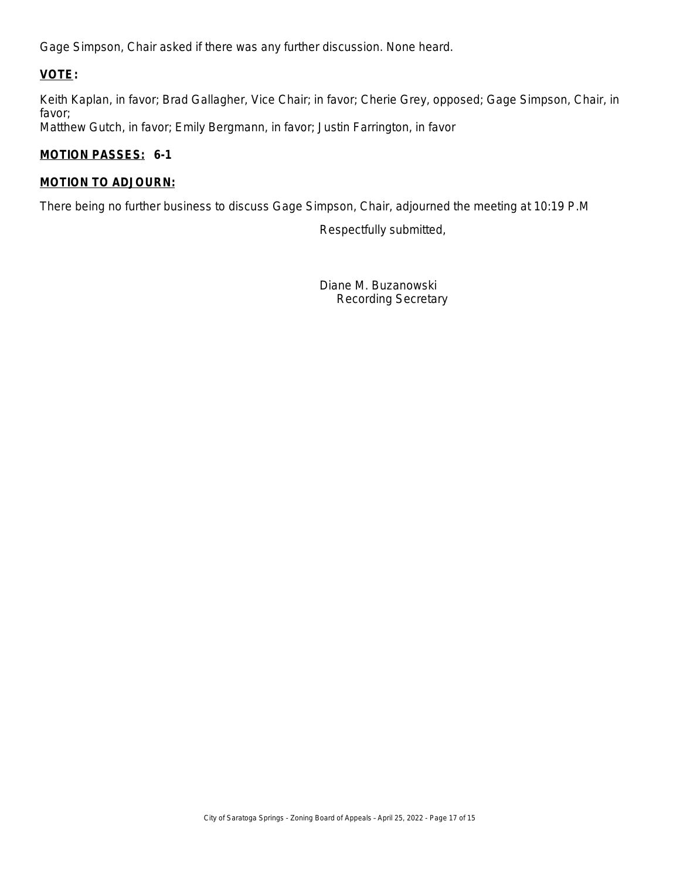Gage Simpson, Chair asked if there was any further discussion. None heard.

**VOTE:**

Keith Kaplan, in favor; Brad Gallagher, Vice Chair; in favor; Cherie Grey, opposed; Gage Simpson, Chair, in favor;
Matthew Gutch, in favor; Emily Bergmann, in favor; Justin Farrington, in favor

**MOTION PASSES: 6-1**

**MOTION TO ADJOURN:**

There being no further business to discuss Gage Simpson, Chair, adjourned the meeting at 10:19 P.M

Respectfully submitted,

Diane M. Buzanowski
Recording Secretary